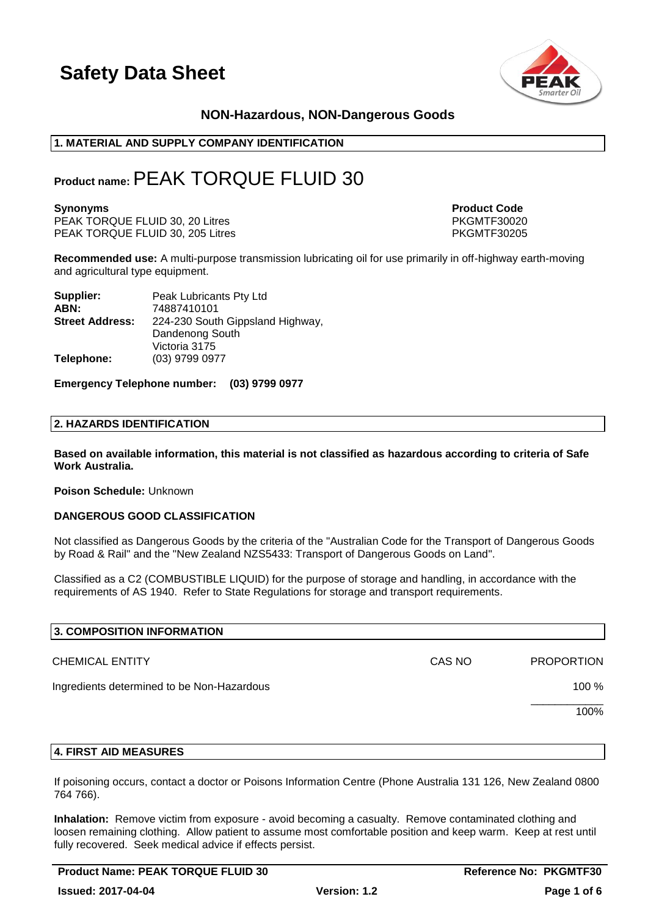# Safety Data Sheet

**NON-Hazardous, NON-Dangerous Goods**

## 1. MATERIAL AND SUPPLY COMPANY IDENTIFICATION

**Product name:** PEAK TORQUE FLUID 30

| **Synonyms** | **Product Code** |
|---|---|
| PEAK TORQUE FLUID 30, 20 Litres | PKGMTF30020 |
| PEAK TORQUE FLUID 30, 205 Litres | PKGMTF30205 |

**Recommended use:** A multi-purpose transmission lubricating oil for use primarily in off-highway earth-moving and agricultural type equipment.

**Supplier:** Peak Lubricants Pty Ltd
**ABN:** 74887410101
**Street Address:** 224-230 South Gippsland Highway, Dandenong South Victoria 3175
**Telephone:** (03) 9799 0977

**Emergency Telephone number: (03) 9799 0977**

## 2. HAZARDS IDENTIFICATION

**Based on available information, this material is not classified as hazardous according to criteria of Safe Work Australia.**

**Poison Schedule:** Unknown

**DANGEROUS GOOD CLASSIFICATION**

Not classified as Dangerous Goods by the criteria of the "Australian Code for the Transport of Dangerous Goods by Road & Rail" and the "New Zealand NZS5433: Transport of Dangerous Goods on Land".

Classified as a C2 (COMBUSTIBLE LIQUID) for the purpose of storage and handling, in accordance with the requirements of AS 1940. Refer to State Regulations for storage and transport requirements.

## 3. COMPOSITION INFORMATION

| CHEMICAL ENTITY | CAS NO | PROPORTION |
|---|---|---|
| Ingredients determined to be Non-Hazardous | | 100 % |
| | | 100% |

## 4. FIRST AID MEASURES

If poisoning occurs, contact a doctor or Poisons Information Centre (Phone Australia 131 126, New Zealand 0800 764 766).

**Inhalation:** Remove victim from exposure - avoid becoming a casualty. Remove contaminated clothing and loosen remaining clothing. Allow patient to assume most comfortable position and keep warm. Keep at rest until fully recovered. Seek medical advice if effects persist.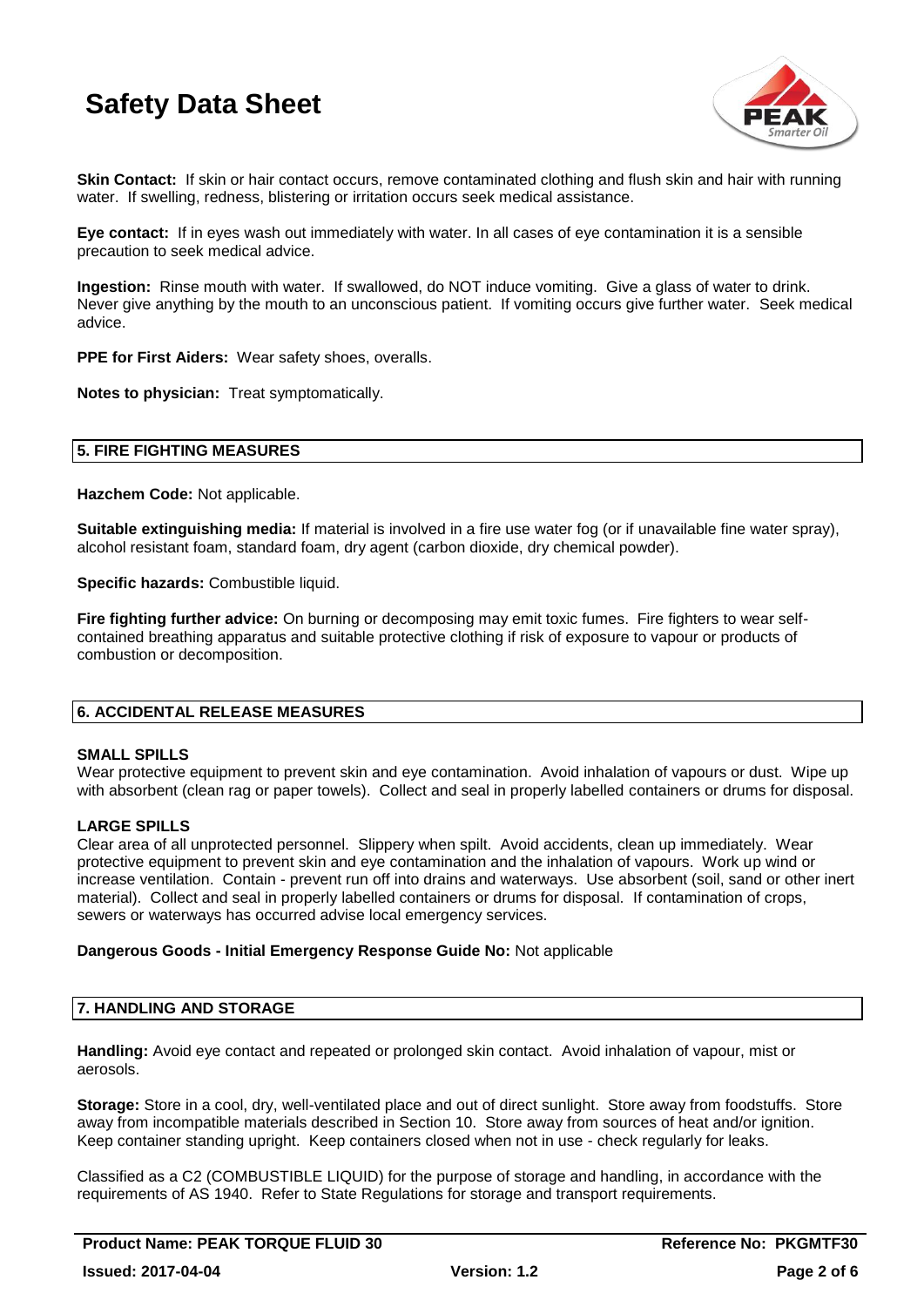**Skin Contact:** If skin or hair contact occurs, remove contaminated clothing and flush skin and hair with running water. If swelling, redness, blistering or irritation occurs seek medical assistance.

**Eye contact:** If in eyes wash out immediately with water. In all cases of eye contamination it is a sensible precaution to seek medical advice.

**Ingestion:** Rinse mouth with water. If swallowed, do NOT induce vomiting. Give a glass of water to drink. Never give anything by the mouth to an unconscious patient. If vomiting occurs give further water. Seek medical advice.

**PPE for First Aiders:** Wear safety shoes, overalls.

**Notes to physician:** Treat symptomatically.

## 5. FIRE FIGHTING MEASURES

**Hazchem Code:** Not applicable.

**Suitable extinguishing media:** If material is involved in a fire use water fog (or if unavailable fine water spray), alcohol resistant foam, standard foam, dry agent (carbon dioxide, dry chemical powder).

**Specific hazards:** Combustible liquid.

**Fire fighting further advice:** On burning or decomposing may emit toxic fumes. Fire fighters to wear self-contained breathing apparatus and suitable protective clothing if risk of exposure to vapour or products of combustion or decomposition.

## 6. ACCIDENTAL RELEASE MEASURES

### SMALL SPILLS

Wear protective equipment to prevent skin and eye contamination. Avoid inhalation of vapours or dust. Wipe up with absorbent (clean rag or paper towels). Collect and seal in properly labelled containers or drums for disposal.

### LARGE SPILLS

Clear area of all unprotected personnel. Slippery when spilt. Avoid accidents, clean up immediately. Wear protective equipment to prevent skin and eye contamination and the inhalation of vapours. Work up wind or increase ventilation. Contain - prevent run off into drains and waterways. Use absorbent (soil, sand or other inert material). Collect and seal in properly labelled containers or drums for disposal. If contamination of crops, sewers or waterways has occurred advise local emergency services.

**Dangerous Goods - Initial Emergency Response Guide No:** Not applicable

## 7. HANDLING AND STORAGE

**Handling:** Avoid eye contact and repeated or prolonged skin contact. Avoid inhalation of vapour, mist or aerosols.

**Storage:** Store in a cool, dry, well-ventilated place and out of direct sunlight. Store away from foodstuffs. Store away from incompatible materials described in Section 10. Store away from sources of heat and/or ignition. Keep container standing upright. Keep containers closed when not in use - check regularly for leaks.

Classified as a C2 (COMBUSTIBLE LIQUID) for the purpose of storage and handling, in accordance with the requirements of AS 1940. Refer to State Regulations for storage and transport requirements.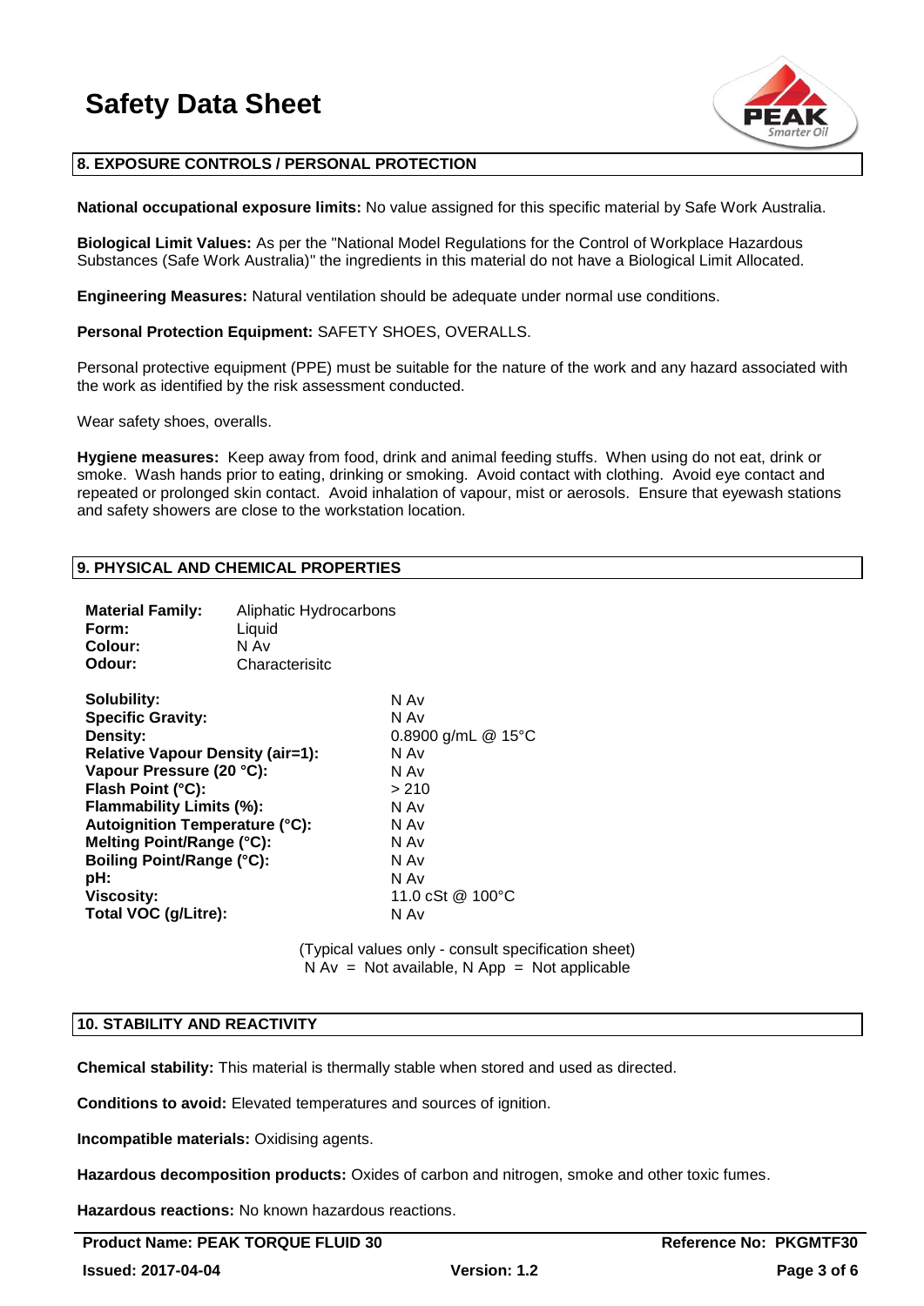## 8. EXPOSURE CONTROLS / PERSONAL PROTECTION

**National occupational exposure limits:** No value assigned for this specific material by Safe Work Australia.

**Biological Limit Values:** As per the "National Model Regulations for the Control of Workplace Hazardous Substances (Safe Work Australia)" the ingredients in this material do not have a Biological Limit Allocated.

**Engineering Measures:** Natural ventilation should be adequate under normal use conditions.

**Personal Protection Equipment:** SAFETY SHOES, OVERALLS.

Personal protective equipment (PPE) must be suitable for the nature of the work and any hazard associated with the work as identified by the risk assessment conducted.

Wear safety shoes, overalls.

**Hygiene measures:** Keep away from food, drink and animal feeding stuffs. When using do not eat, drink or smoke. Wash hands prior to eating, drinking or smoking. Avoid contact with clothing. Avoid eye contact and repeated or prolonged skin contact. Avoid inhalation of vapour, mist or aerosols. Ensure that eyewash stations and safety showers are close to the workstation location.

## 9. PHYSICAL AND CHEMICAL PROPERTIES

| | |
|---|---|
| **Material Family:** | Aliphatic Hydrocarbons |
| **Form:** | Liquid |
| **Colour:** | N Av |
| **Odour:** | Characterisitc |

| | |
|---|---|
| **Solubility:** | N Av |
| **Specific Gravity:** | N Av |
| **Density:** | 0.8900 g/mL @ 15°C |
| **Relative Vapour Density (air=1):** | N Av |
| **Vapour Pressure (20 °C):** | N Av |
| **Flash Point (°C):** | > 210 |
| **Flammability Limits (%):** | N Av |
| **Autoignition Temperature (°C):** | N Av |
| **Melting Point/Range (°C):** | N Av |
| **Boiling Point/Range (°C):** | N Av |
| **pH:** | N Av |
| **Viscosity:** | 11.0 cSt @ 100°C |
| **Total VOC (g/Litre):** | N Av |

(Typical values only - consult specification sheet)
N Av = Not available, N App = Not applicable

## 10. STABILITY AND REACTIVITY

**Chemical stability:** This material is thermally stable when stored and used as directed.

**Conditions to avoid:** Elevated temperatures and sources of ignition.

**Incompatible materials:** Oxidising agents.

**Hazardous decomposition products:** Oxides of carbon and nitrogen, smoke and other toxic fumes.

**Hazardous reactions:** No known hazardous reactions.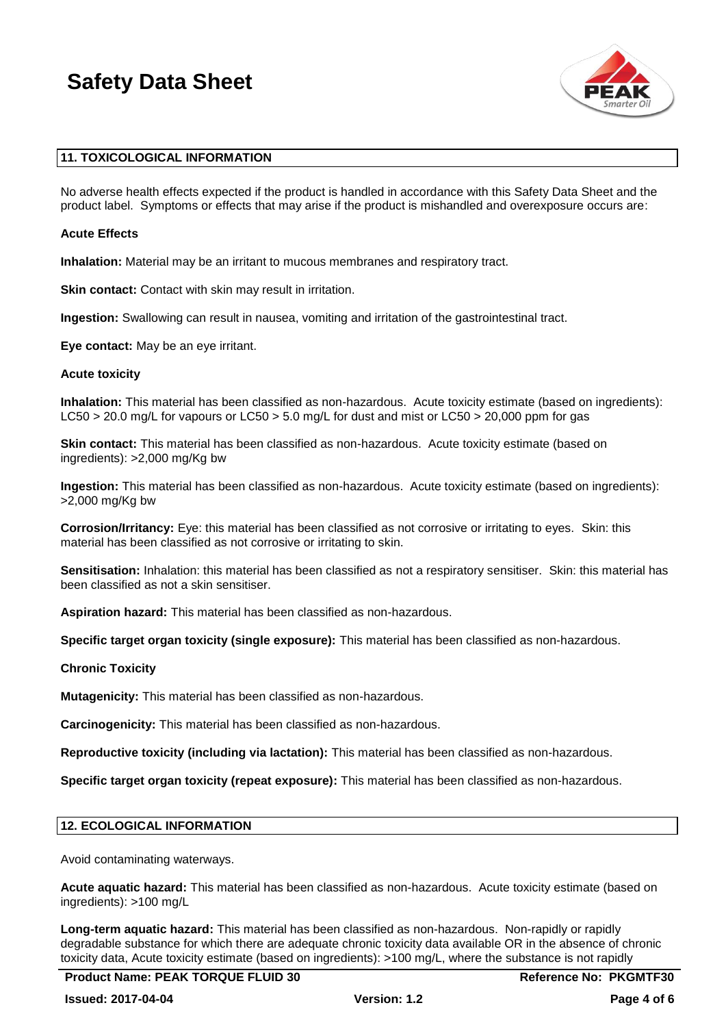## 11. TOXICOLOGICAL INFORMATION

No adverse health effects expected if the product is handled in accordance with this Safety Data Sheet and the product label. Symptoms or effects that may arise if the product is mishandled and overexposure occurs are:

**Acute Effects**

**Inhalation:** Material may be an irritant to mucous membranes and respiratory tract.

**Skin contact:** Contact with skin may result in irritation.

**Ingestion:** Swallowing can result in nausea, vomiting and irritation of the gastrointestinal tract.

**Eye contact:** May be an eye irritant.

**Acute toxicity**

**Inhalation:** This material has been classified as non-hazardous. Acute toxicity estimate (based on ingredients): $LC_{50}$ > 20.0 mg/L for vapours or $LC_{50}$ > 5.0 mg/L for dust and mist or $LC_{50}$ > 20,000 ppm for gas

**Skin contact:** This material has been classified as non-hazardous. Acute toxicity estimate (based on ingredients): >2,000 mg/Kg bw

**Ingestion:** This material has been classified as non-hazardous. Acute toxicity estimate (based on ingredients): >2,000 mg/Kg bw

**Corrosion/Irritancy:** Eye: this material has been classified as not corrosive or irritating to eyes. Skin: this material has been classified as not corrosive or irritating to skin.

**Sensitisation:** Inhalation: this material has been classified as not a respiratory sensitiser. Skin: this material has been classified as not a skin sensitiser.

**Aspiration hazard:** This material has been classified as non-hazardous.

**Specific target organ toxicity (single exposure):** This material has been classified as non-hazardous.

**Chronic Toxicity**

**Mutagenicity:** This material has been classified as non-hazardous.

**Carcinogenicity:** This material has been classified as non-hazardous.

**Reproductive toxicity (including via lactation):** This material has been classified as non-hazardous.

**Specific target organ toxicity (repeat exposure):** This material has been classified as non-hazardous.

## 12. ECOLOGICAL INFORMATION

Avoid contaminating waterways.

**Acute aquatic hazard:** This material has been classified as non-hazardous. Acute toxicity estimate (based on ingredients): >100 mg/L

**Long-term aquatic hazard:** This material has been classified as non-hazardous. Non-rapidly or rapidly degradable substance for which there are adequate chronic toxicity data available OR in the absence of chronic toxicity data, Acute toxicity estimate (based on ingredients): >100 mg/L, where the substance is not rapidly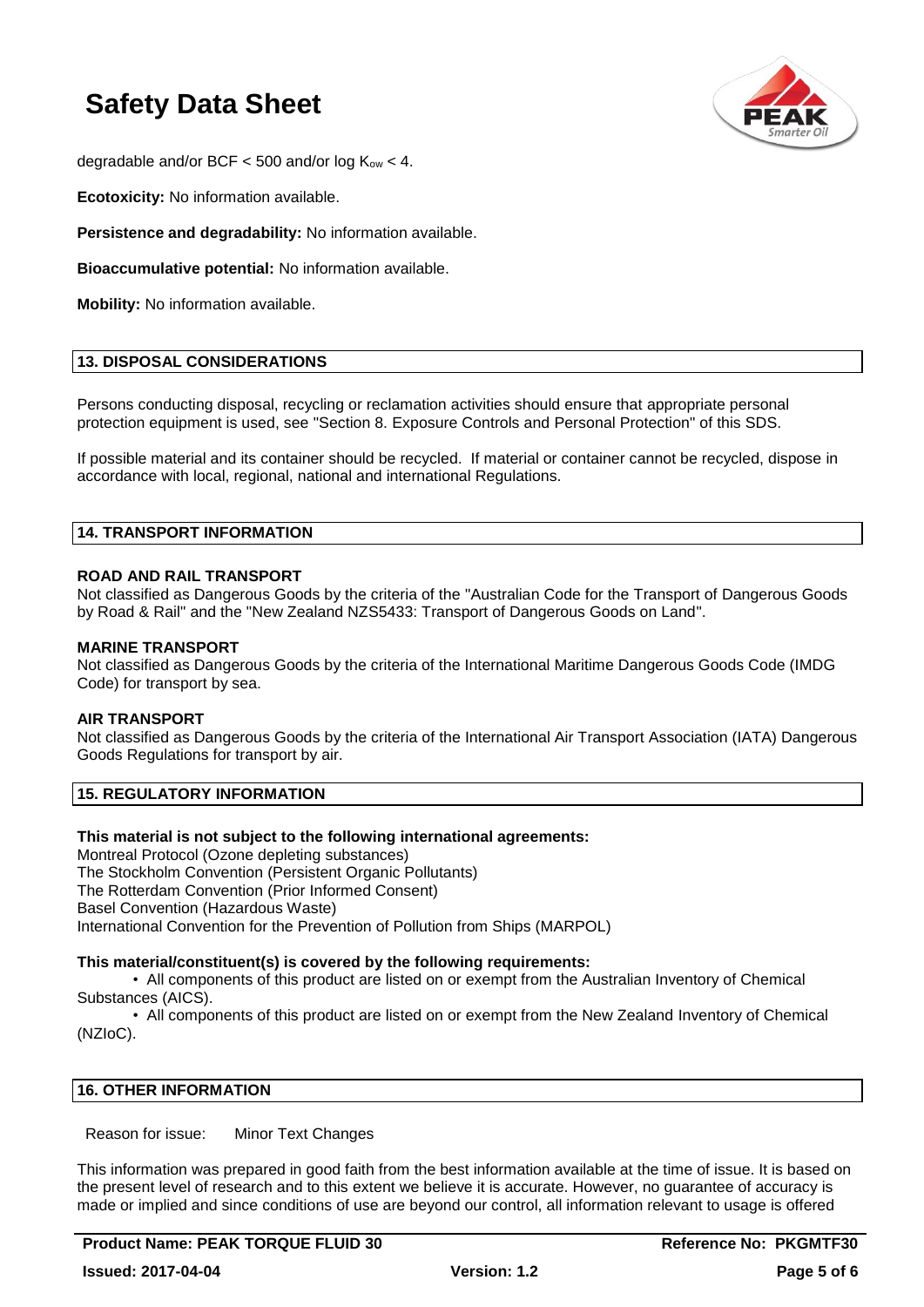degradable and/or BCF < 500 and/or log $K_{ow}$ < 4.

**Ecotoxicity:** No information available.

**Persistence and degradability:** No information available.

**Bioaccumulative potential:** No information available.

**Mobility:** No information available.

## 13. DISPOSAL CONSIDERATIONS

Persons conducting disposal, recycling or reclamation activities should ensure that appropriate personal protection equipment is used, see "Section 8. Exposure Controls and Personal Protection" of this SDS.

If possible material and its container should be recycled. If material or container cannot be recycled, dispose in accordance with local, regional, national and international Regulations.

## 14. TRANSPORT INFORMATION

**ROAD AND RAIL TRANSPORT**
Not classified as Dangerous Goods by the criteria of the "Australian Code for the Transport of Dangerous Goods by Road & Rail" and the "New Zealand NZS5433: Transport of Dangerous Goods on Land".

**MARINE TRANSPORT**
Not classified as Dangerous Goods by the criteria of the International Maritime Dangerous Goods Code (IMDG Code) for transport by sea.

**AIR TRANSPORT**
Not classified as Dangerous Goods by the criteria of the International Air Transport Association (IATA) Dangerous Goods Regulations for transport by air.

## 15. REGULATORY INFORMATION

**This material is not subject to the following international agreements:**
Montreal Protocol (Ozone depleting substances)
The Stockholm Convention (Persistent Organic Pollutants)
The Rotterdam Convention (Prior Informed Consent)
Basel Convention (Hazardous Waste)
International Convention for the Prevention of Pollution from Ships (MARPOL)

**This material/constituent(s) is covered by the following requirements:**

- All components of this product are listed on or exempt from the Australian Inventory of Chemical Substances (AICS).
- All components of this product are listed on or exempt from the New Zealand Inventory of Chemical (NZIoC).

## 16. OTHER INFORMATION

Reason for issue: Minor Text Changes

This information was prepared in good faith from the best information available at the time of issue. It is based on the present level of research and to this extent we believe it is accurate. However, no guarantee of accuracy is made or implied and since conditions of use are beyond our control, all information relevant to usage is offered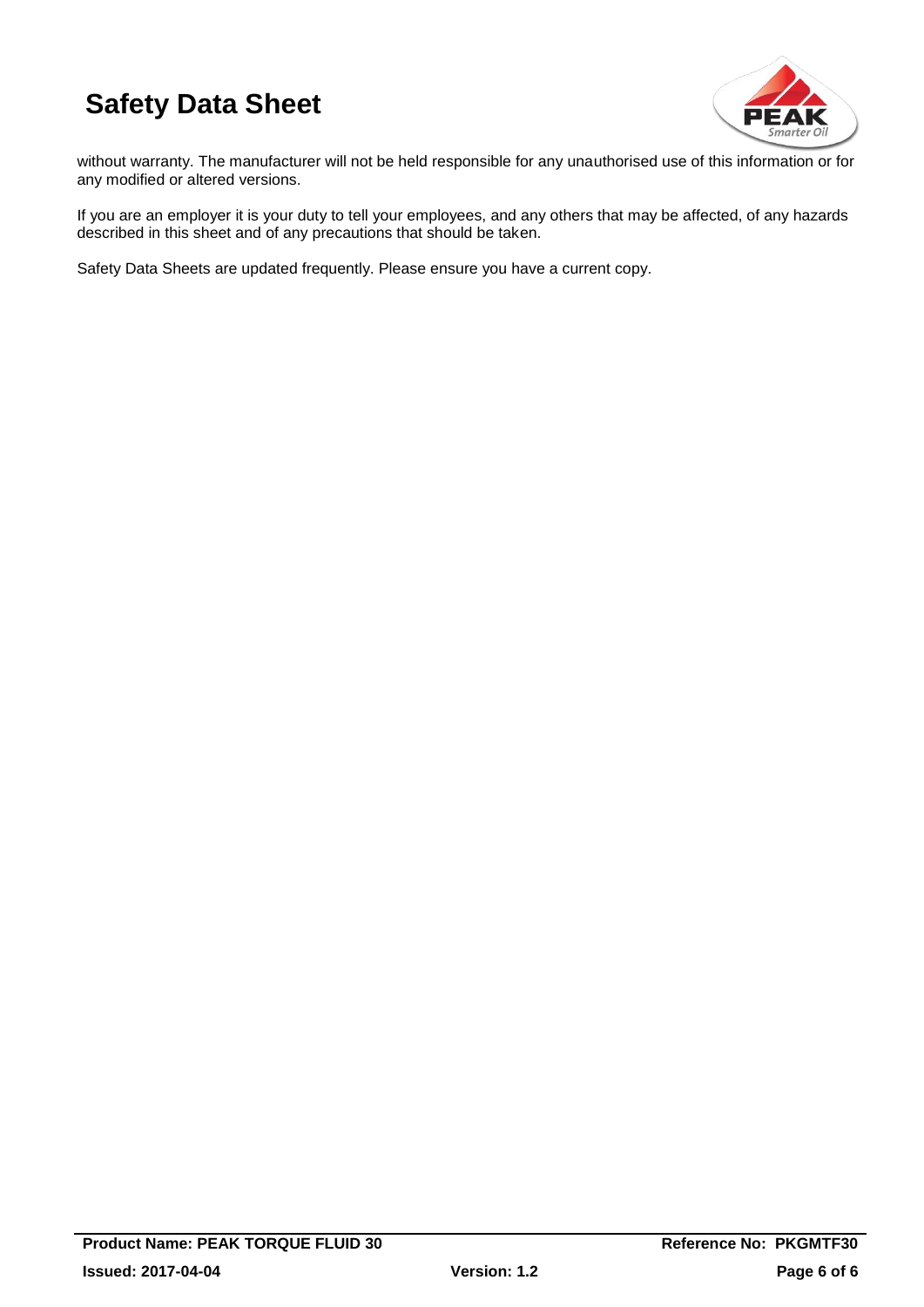without warranty. The manufacturer will not be held responsible for any unauthorised use of this information or for any modified or altered versions.

If you are an employer it is your duty to tell your employees, and any others that may be affected, of any hazards described in this sheet and of any precautions that should be taken.

Safety Data Sheets are updated frequently. Please ensure you have a current copy.